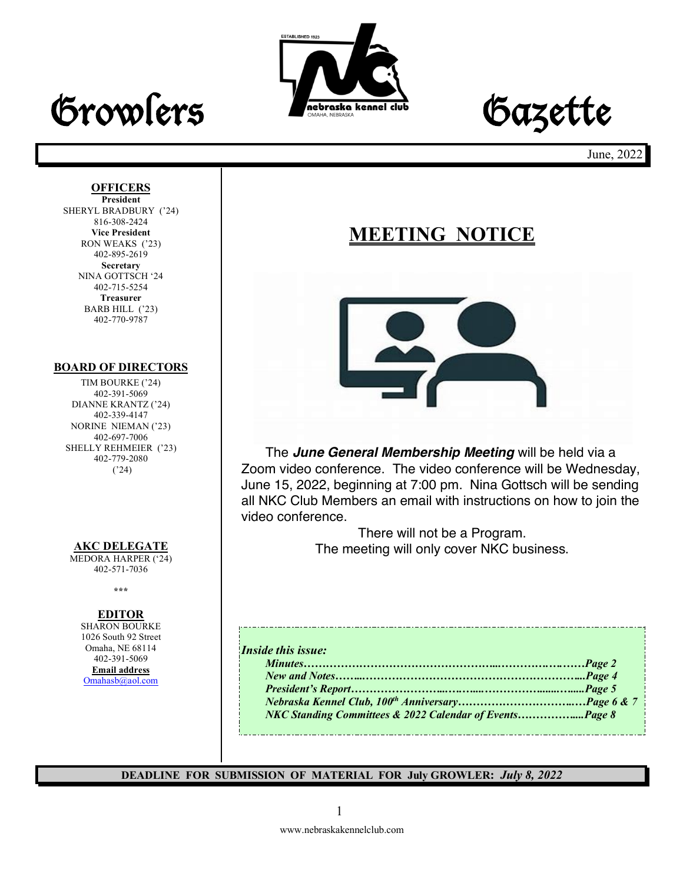# Growlers Gazette

June, 2022

**OFFICERS**

**President**
SHERYL BRADBURY ('24)
816-308-2424

**Vice President**
RON WEAKS ('23)
402-895-2619

**Secretary**
NINA GOTTSCH '24
402-715-5254

**Treasurer**
BARB HILL ('23)
402-770-9787

**BOARD OF DIRECTORS**

TIM BOURKE ('24)
402-391-5069
DIANNE KRANTZ ('24)
402-339-4147
NORINE NIEMAN ('23)
402-697-7006
SHELLY REHMEIER ('23)
402-779-2080
('24)

**AKC DELEGATE**
MEDORA HARPER ('24)
402-571-7036

\*\*\*

**EDITOR**
SHARON BOURKE
1026 South 92 Street
Omaha, NE 68114
402-391-5069
**Email address**
Omahasb@aol.com

## MEETING NOTICE

The ***June General Membership Meeting*** will be held via a Zoom video conference. The video conference will be Wednesday, June 15, 2022, beginning at 7:00 pm. Nina Gottsch will be sending all NKC Club Members an email with instructions on how to join the video conference.

There will not be a Program.
The meeting will only cover NKC business.

***Inside this issue:***

- ***Minutes……………………………………………Page 2***
- ***New and Notes……………………………………Page 4***
- ***President's Report………………………………Page 5***
- ***Nebraska Kennel Club, 100th Anniversary……………Page 6 & 7***
- ***NKC Standing Committees & 2022 Calendar of Events……Page 8***

**DEADLINE FOR SUBMISSION OF MATERIAL FOR July GROWLER:** ***July 8, 2022***

www.nebraskakennelclub.com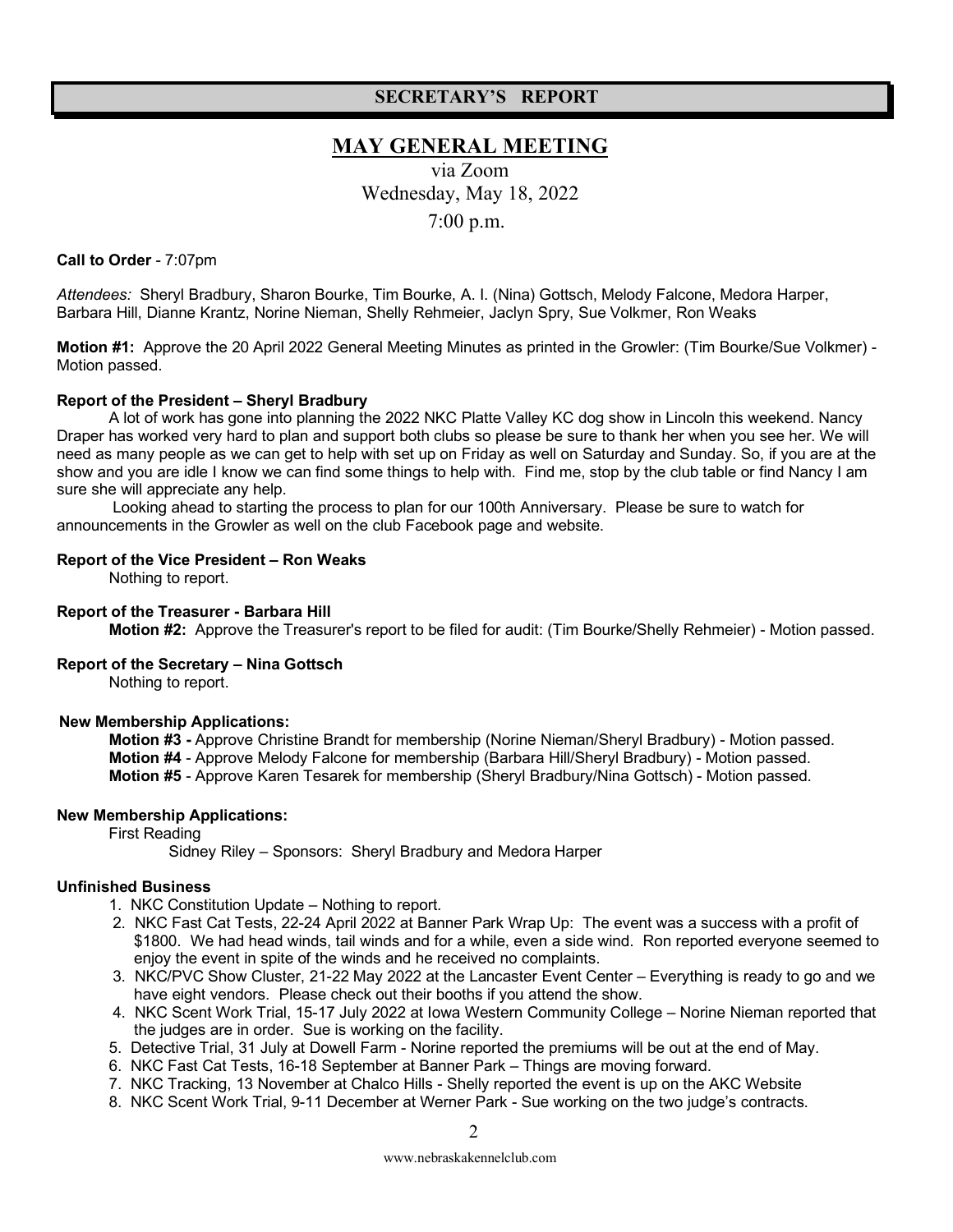## SECRETARY'S REPORT

# MAY GENERAL MEETING

via Zoom
Wednesday, May 18, 2022
7:00 p.m.

**Call to Order** - 7:07pm

*Attendees:* Sheryl Bradbury, Sharon Bourke, Tim Bourke, A. I. (Nina) Gottsch, Melody Falcone, Medora Harper, Barbara Hill, Dianne Krantz, Norine Nieman, Shelly Rehmeier, Jaclyn Spry, Sue Volkmer, Ron Weaks

**Motion #1:** Approve the 20 April 2022 General Meeting Minutes as printed in the Growler: (Tim Bourke/Sue Volkmer) - Motion passed.

**Report of the President – Sheryl Bradbury**

A lot of work has gone into planning the 2022 NKC Platte Valley KC dog show in Lincoln this weekend. Nancy Draper has worked very hard to plan and support both clubs so please be sure to thank her when you see her. We will need as many people as we can get to help with set up on Friday as well on Saturday and Sunday. So, if you are at the show and you are idle I know we can find some things to help with. Find me, stop by the club table or find Nancy I am sure she will appreciate any help.

Looking ahead to starting the process to plan for our 100th Anniversary. Please be sure to watch for announcements in the Growler as well on the club Facebook page and website.

**Report of the Vice President – Ron Weaks**

Nothing to report.

**Report of the Treasurer - Barbara Hill**

**Motion #2:** Approve the Treasurer's report to be filed for audit: (Tim Bourke/Shelly Rehmeier) - Motion passed.

**Report of the Secretary – Nina Gottsch**

Nothing to report.

**New Membership Applications:**

**Motion #3 -** Approve Christine Brandt for membership (Norine Nieman/Sheryl Bradbury) - Motion passed.
**Motion #4** - Approve Melody Falcone for membership (Barbara Hill/Sheryl Bradbury) - Motion passed.
**Motion #5** - Approve Karen Tesarek for membership (Sheryl Bradbury/Nina Gottsch) - Motion passed.

**New Membership Applications:**

First Reading

Sidney Riley – Sponsors: Sheryl Bradbury and Medora Harper

**Unfinished Business**

1. NKC Constitution Update – Nothing to report.
2. NKC Fast Cat Tests, 22-24 April 2022 at Banner Park Wrap Up: The event was a success with a profit of $1800. We had head winds, tail winds and for a while, even a side wind. Ron reported everyone seemed to enjoy the event in spite of the winds and he received no complaints.
3. NKC/PVC Show Cluster, 21-22 May 2022 at the Lancaster Event Center – Everything is ready to go and we have eight vendors. Please check out their booths if you attend the show.
4. NKC Scent Work Trial, 15-17 July 2022 at Iowa Western Community College – Norine Nieman reported that the judges are in order. Sue is working on the facility.
5. Detective Trial, 31 July at Dowell Farm - Norine reported the premiums will be out at the end of May.
6. NKC Fast Cat Tests, 16-18 September at Banner Park – Things are moving forward.
7. NKC Tracking, 13 November at Chalco Hills - Shelly reported the event is up on the AKC Website
8. NKC Scent Work Trial, 9-11 December at Werner Park - Sue working on the two judge's contracts.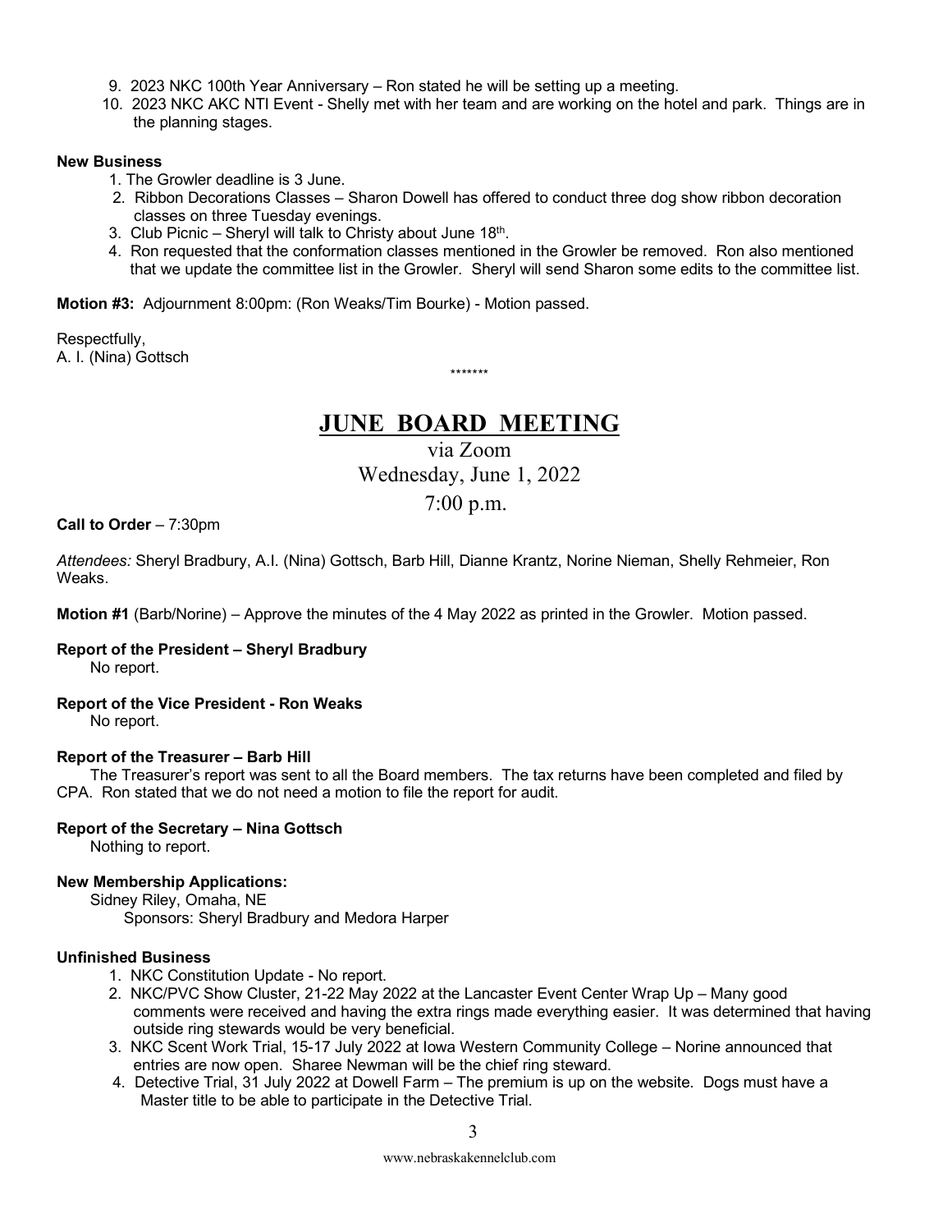9. 2023 NKC 100th Year Anniversary – Ron stated he will be setting up a meeting.
10. 2023 NKC AKC NTI Event - Shelly met with her team and are working on the hotel and park. Things are in the planning stages.

**New Business**

1. The Growler deadline is 3 June.
2. Ribbon Decorations Classes – Sharon Dowell has offered to conduct three dog show ribbon decoration classes on three Tuesday evenings.
3. Club Picnic – Sheryl will talk to Christy about June 18th.
4. Ron requested that the conformation classes mentioned in the Growler be removed. Ron also mentioned that we update the committee list in the Growler. Sheryl will send Sharon some edits to the committee list.

**Motion #3:** Adjournment 8:00pm: (Ron Weaks/Tim Bourke) - Motion passed.

Respectfully,
A. I. (Nina) Gottsch

*******

# JUNE BOARD MEETING

via Zoom
Wednesday, June 1, 2022
7:00 p.m.

**Call to Order** – 7:30pm

*Attendees:* Sheryl Bradbury, A.I. (Nina) Gottsch, Barb Hill, Dianne Krantz, Norine Nieman, Shelly Rehmeier, Ron Weaks.

**Motion #1** (Barb/Norine) – Approve the minutes of the 4 May 2022 as printed in the Growler. Motion passed.

**Report of the President – Sheryl Bradbury**
No report.

**Report of the Vice President - Ron Weaks**
No report.

**Report of the Treasurer – Barb Hill**
The Treasurer's report was sent to all the Board members. The tax returns have been completed and filed by CPA. Ron stated that we do not need a motion to file the report for audit.

**Report of the Secretary – Nina Gottsch**
Nothing to report.

**New Membership Applications:**
Sidney Riley, Omaha, NE
Sponsors: Sheryl Bradbury and Medora Harper

**Unfinished Business**

1. NKC Constitution Update - No report.
2. NKC/PVC Show Cluster, 21-22 May 2022 at the Lancaster Event Center Wrap Up – Many good comments were received and having the extra rings made everything easier. It was determined that having outside ring stewards would be very beneficial.
3. NKC Scent Work Trial, 15-17 July 2022 at Iowa Western Community College – Norine announced that entries are now open. Sharee Newman will be the chief ring steward.
4. Detective Trial, 31 July 2022 at Dowell Farm – The premium is up on the website. Dogs must have a Master title to be able to participate in the Detective Trial.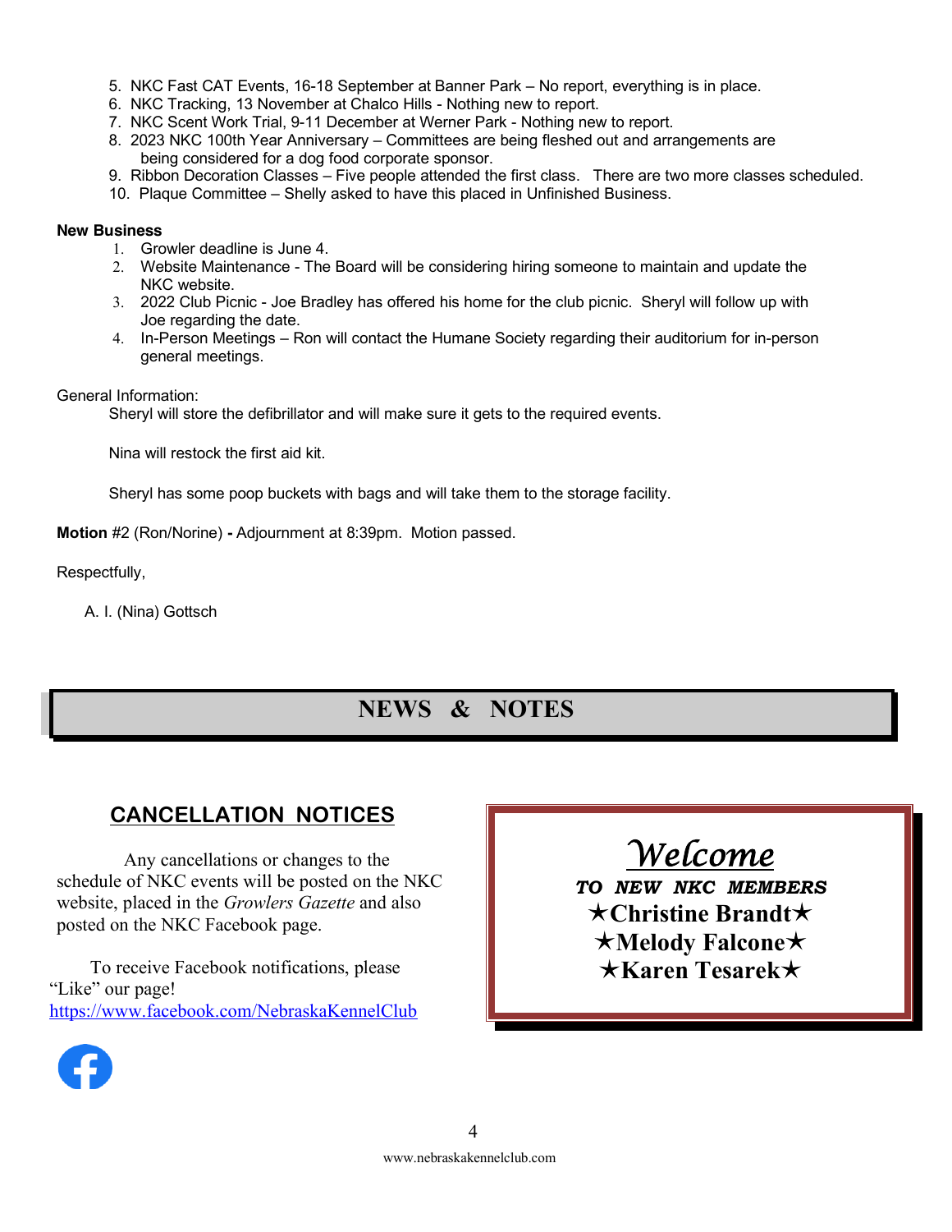5. NKC Fast CAT Events, 16-18 September at Banner Park – No report, everything is in place.
6. NKC Tracking, 13 November at Chalco Hills - Nothing new to report.
7. NKC Scent Work Trial, 9-11 December at Werner Park - Nothing new to report.
8. 2023 NKC 100th Year Anniversary – Committees are being fleshed out and arrangements are being considered for a dog food corporate sponsor.
9. Ribbon Decoration Classes – Five people attended the first class. There are two more classes scheduled.
10. Plaque Committee – Shelly asked to have this placed in Unfinished Business.

**New Business**

1. Growler deadline is June 4.
2. Website Maintenance - The Board will be considering hiring someone to maintain and update the NKC website.
3. 2022 Club Picnic - Joe Bradley has offered his home for the club picnic. Sheryl will follow up with Joe regarding the date.
4. In-Person Meetings – Ron will contact the Humane Society regarding their auditorium for in-person general meetings.

General Information:

Sheryl will store the defibrillator and will make sure it gets to the required events.

Nina will restock the first aid kit.

Sheryl has some poop buckets with bags and will take them to the storage facility.

**Motion** #2 (Ron/Norine) **-** Adjournment at 8:39pm. Motion passed.

Respectfully,

A. I. (Nina) Gottsch

# NEWS & NOTES

## CANCELLATION NOTICES

Any cancellations or changes to the schedule of NKC events will be posted on the NKC website, placed in the *Growlers Gazette* and also posted on the NKC Facebook page.

To receive Facebook notifications, please "Like" our page!
https://www.facebook.com/NebraskaKennelClub

## *Welcome*

***TO NEW NKC MEMBERS***

**★Christine Brandt★**

**★Melody Falcone★**

**★Karen Tesarek★**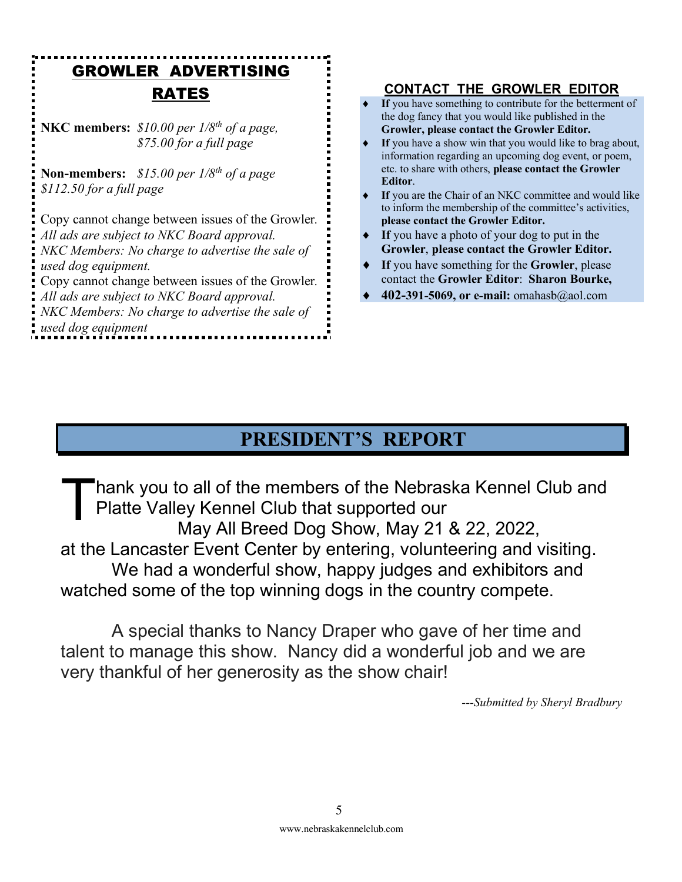## GROWLER ADVERTISING RATES

**NKC members:** *$10.00 per 1/8th of a page, $75.00 for a full page*

**Non-members:** *$15.00 per 1/8th of a page $112.50 for a full page*

Copy cannot change between issues of the Growler.
*All ads are subject to NKC Board approval.*
*NKC Members: No charge to advertise the sale of used dog equipment.*
Copy cannot change between issues of the Growler.
*All ads are subject to NKC Board approval.*
*NKC Members: No charge to advertise the sale of used dog equipment*

## CONTACT THE GROWLER EDITOR

- **If** you have something to contribute for the betterment of the dog fancy that you would like published in the **Growler, please contact the Growler Editor.**
- **If** you have a show win that you would like to brag about, information regarding an upcoming dog event, or poem, etc. to share with others, **please contact the Growler Editor**.
- **If** you are the Chair of an NKC committee and would like to inform the membership of the committee's activities, **please contact the Growler Editor.**
- **If** you have a photo of your dog to put in the **Growler**, **please contact the Growler Editor.**
- **If** you have something for the **Growler**, please contact the **Growler Editor**: **Sharon Bourke,**
- **402-391-5069, or e-mail:** omahasb@aol.com

# PRESIDENT'S REPORT

Thank you to all of the members of the Nebraska Kennel Club and Platte Valley Kennel Club that supported our May All Breed Dog Show, May 21 & 22, 2022, at the Lancaster Event Center by entering, volunteering and visiting. We had a wonderful show, happy judges and exhibitors and watched some of the top winning dogs in the country compete.

A special thanks to Nancy Draper who gave of her time and talent to manage this show. Nancy did a wonderful job and we are very thankful of her generosity as the show chair!

*---Submitted by Sheryl Bradbury*

www.nebraskakennelclub.com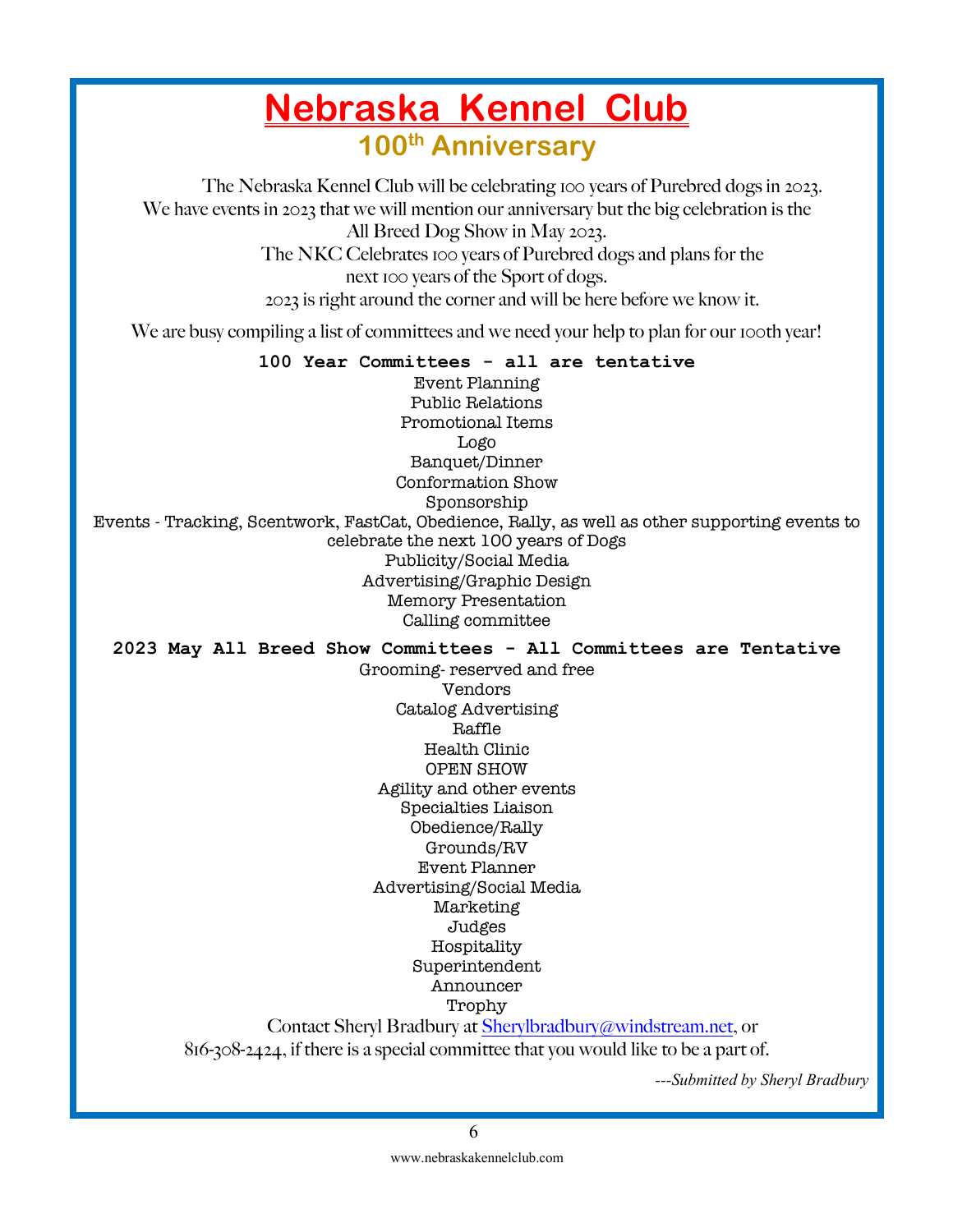# Nebraska Kennel Club

## 100th Anniversary

The Nebraska Kennel Club will be celebrating 100 years of Purebred dogs in 2023. We have events in 2023 that we will mention our anniversary but the big celebration is the All Breed Dog Show in May 2023.

The NKC Celebrates 100 years of Purebred dogs and plans for the next 100 years of the Sport of dogs.

2023 is right around the corner and will be here before we know it.

We are busy compiling a list of committees and we need your help to plan for our 100th year!

**100 Year Committees - all are tentative**

Event Planning
Public Relations
Promotional Items
Logo
Banquet/Dinner
Conformation Show
Sponsorship
Events - Tracking, Scentwork, FastCat, Obedience, Rally, as well as other supporting events to celebrate the next 100 years of Dogs
Publicity/Social Media
Advertising/Graphic Design
Memory Presentation
Calling committee

**2023 May All Breed Show Committees - All Committees are Tentative**

Grooming- reserved and free
Vendors
Catalog Advertising
Raffle
Health Clinic
OPEN SHOW
Agility and other events
Specialties Liaison
Obedience/Rally
Grounds/RV
Event Planner
Advertising/Social Media
Marketing
Judges
Hospitality
Superintendent
Announcer
Trophy

Contact Sheryl Bradbury at Sherylbradbury@windstream.net, or 816-308-2424, if there is a special committee that you would like to be a part of.

*---Submitted by Sheryl Bradbury*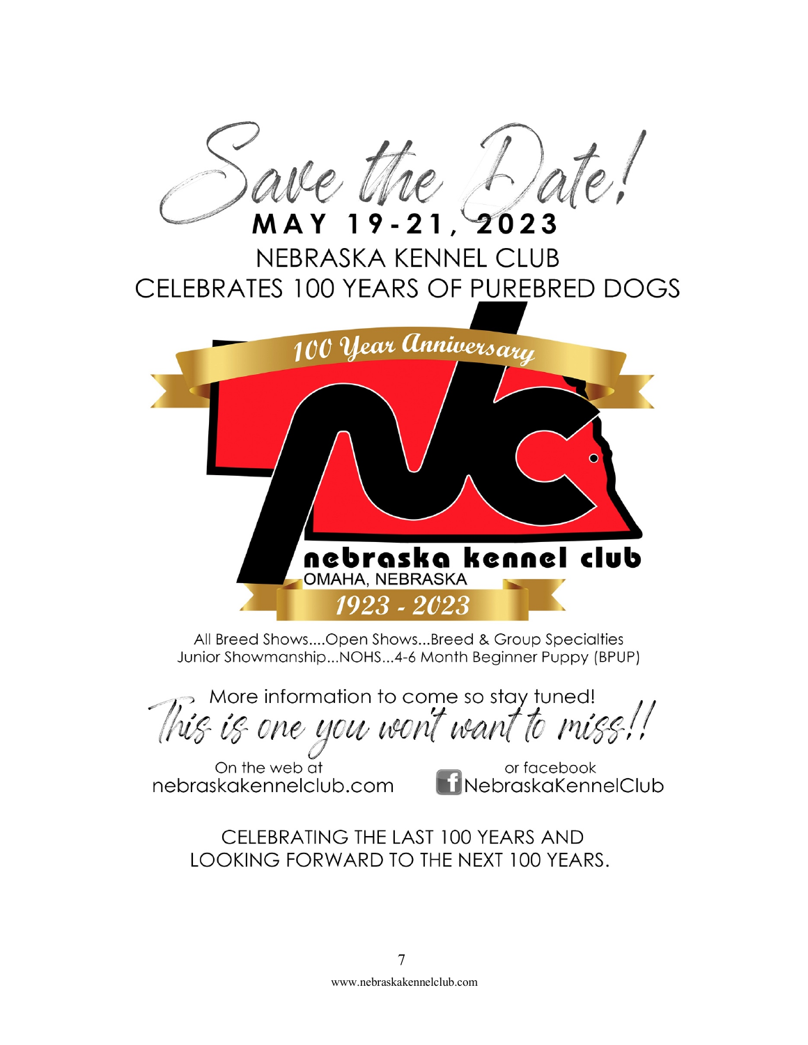# Save the Date!

## MAY 19-21, 2023

NEBRASKA KENNEL CLUB
CELEBRATES 100 YEARS OF PUREBRED DOGS

100 Year Anniversary

nebraska kennel club
OMAHA, NEBRASKA
1923 - 2023

All Breed Shows....Open Shows...Breed & Group Specialties
Junior Showmanship...NOHS...4-6 Month Beginner Puppy (BPUP)

More information to come so stay tuned!
*This is one you won't want to miss!!*

On the web at
nebraskakennelclub.com

or facebook
NebraskaKennelClub

CELEBRATING THE LAST 100 YEARS AND
LOOKING FORWARD TO THE NEXT 100 YEARS.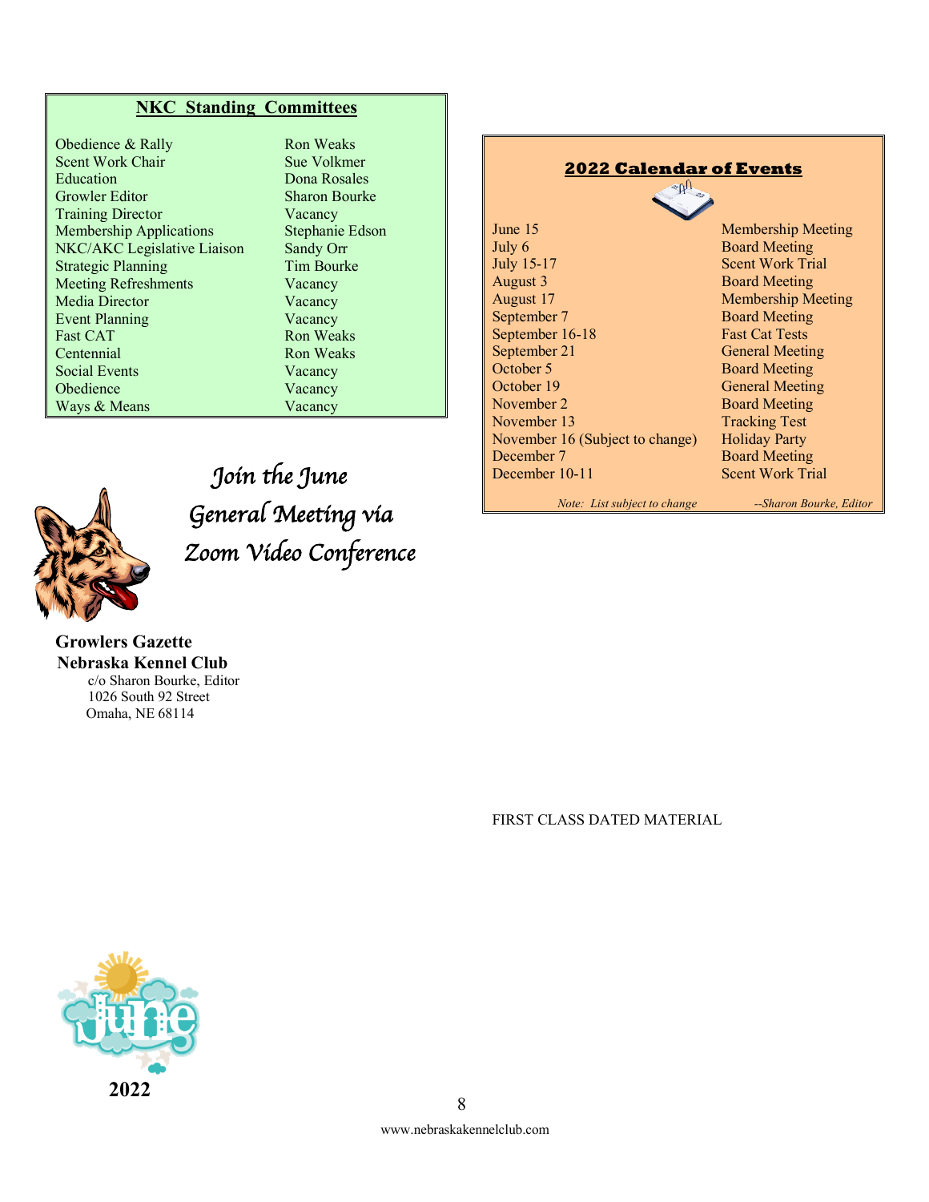## NKC Standing Committees

| | |
|---|---|
| Obedience & Rally | Ron Weaks |
| Scent Work Chair | Sue Volkmer |
| Education | Dona Rosales |
| Growler Editor | Sharon Bourke |
| Training Director | Vacancy |
| Membership Applications | Stephanie Edson |
| NKC/AKC Legislative Liaison | Sandy Orr |
| Strategic Planning | Tim Bourke |
| Meeting Refreshments | Vacancy |
| Media Director | Vacancy |
| Event Planning | Vacancy |
| Fast CAT | Ron Weaks |
| Centennial | Ron Weaks |
| Social Events | Vacancy |
| Obedience | Vacancy |
| Ways & Means | Vacancy |

*Join the June General Meeting via Zoom Video Conference*

**Growlers Gazette**
**Nebraska Kennel Club**
c/o Sharon Bourke, Editor
1026 South 92 Street
Omaha, NE 68114

## 2022 Calendar of Events

| | |
|---|---|
| June 15 | Membership Meeting |
| July 6 | Board Meeting |
| July 15-17 | Scent Work Trial |
| August 3 | Board Meeting |
| August 17 | Membership Meeting |
| September 7 | Board Meeting |
| September 16-18 | Fast Cat Tests |
| September 21 | General Meeting |
| October 5 | Board Meeting |
| October 19 | General Meeting |
| November 2 | Board Meeting |
| November 13 | Tracking Test |
| November 16 (Subject to change) | Holiday Party |
| December 7 | Board Meeting |
| December 10-11 | Scent Work Trial |

*Note: List subject to change* *--Sharon Bourke, Editor*

FIRST CLASS DATED MATERIAL

2022

www.nebraskakennelclub.com